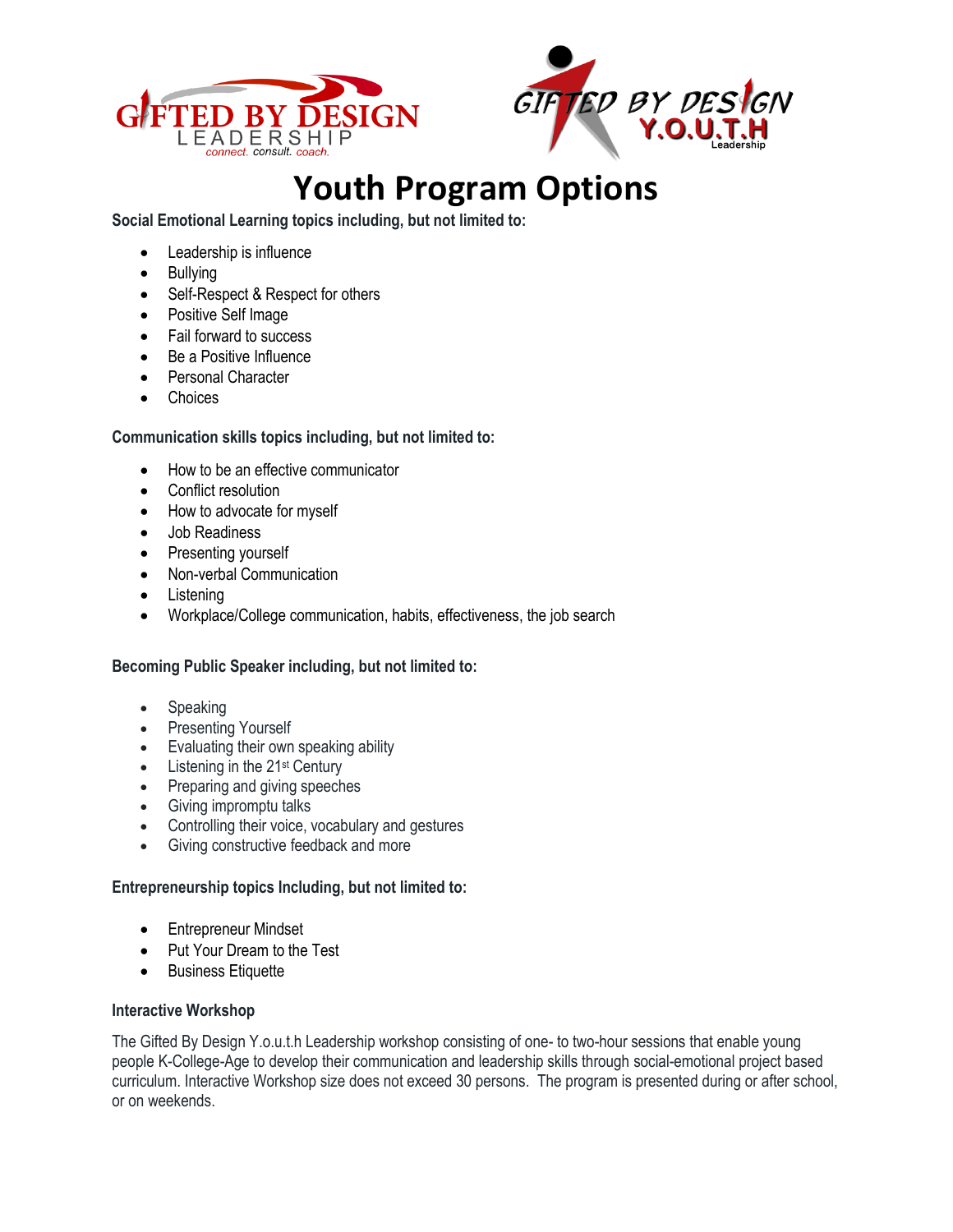# Youth Program Options

**Social Emotional Learning topics including, but not limited to:**

- Leadership is influence
- Bullying
- Self-Respect & Respect for others
- Positive Self Image
- Fail forward to success
- Be a Positive Influence
- Personal Character
- Choices

**Communication skills topics including, but not limited to:**

- How to be an effective communicator
- Conflict resolution
- How to advocate for myself
- Job Readiness
- Presenting yourself
- Non-verbal Communication
- Listening
- Workplace/College communication, habits, effectiveness, the job search

**Becoming Public Speaker including, but not limited to:**

- Speaking
- Presenting Yourself
- Evaluating their own speaking ability
- Listening in the 21st Century
- Preparing and giving speeches
- Giving impromptu talks
- Controlling their voice, vocabulary and gestures
- Giving constructive feedback and more

**Entrepreneurship topics Including, but not limited to:**

- Entrepreneur Mindset
- Put Your Dream to the Test
- Business Etiquette

**Interactive Workshop**

The Gifted By Design Y.o.u.t.h Leadership workshop consisting of one- to two-hour sessions that enable young people K-College-Age to develop their communication and leadership skills through social-emotional project based curriculum. Interactive Workshop size does not exceed 30 persons. The program is presented during or after school, or on weekends.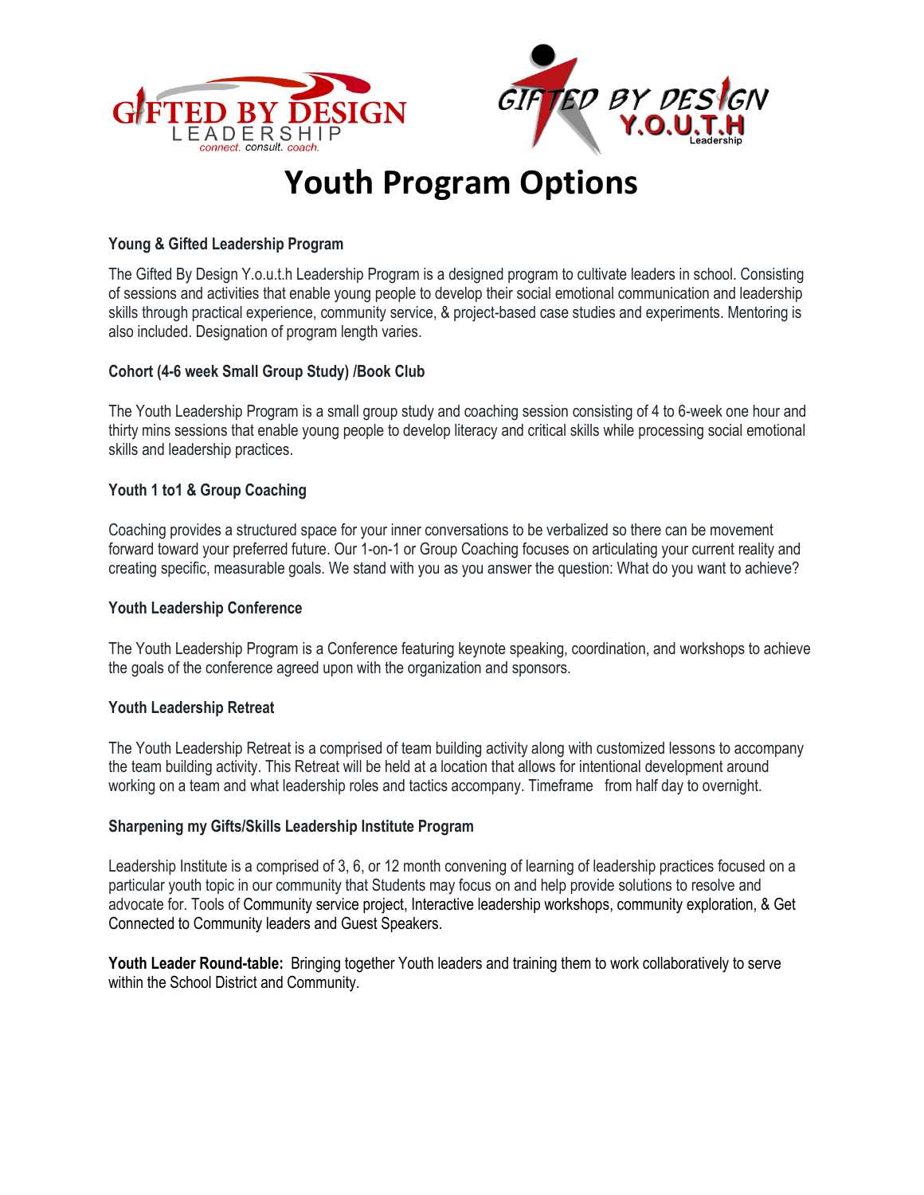# Youth Program Options

### Young & Gifted Leadership Program

The Gifted By Design Y.o.u.t.h Leadership Program is a designed program to cultivate leaders in school. Consisting of sessions and activities that enable young people to develop their social emotional communication and leadership skills through practical experience, community service, & project-based case studies and experiments. Mentoring is also included. Designation of program length varies.

### Cohort (4-6 week Small Group Study) /Book Club

The Youth Leadership Program is a small group study and coaching session consisting of 4 to 6-week one hour and thirty mins sessions that enable young people to develop literacy and critical skills while processing social emotional skills and leadership practices.

### Youth 1 to1 & Group Coaching

Coaching provides a structured space for your inner conversations to be verbalized so there can be movement forward toward your preferred future. Our 1-on-1 or Group Coaching focuses on articulating your current reality and creating specific, measurable goals. We stand with you as you answer the question: What do you want to achieve?

### Youth Leadership Conference

The Youth Leadership Program is a Conference featuring keynote speaking, coordination, and workshops to achieve the goals of the conference agreed upon with the organization and sponsors.

### Youth Leadership Retreat

The Youth Leadership Retreat is a comprised of team building activity along with customized lessons to accompany the team building activity. This Retreat will be held at a location that allows for intentional development around working on a team and what leadership roles and tactics accompany. Timeframe from half day to overnight.

### Sharpening my Gifts/Skills Leadership Institute Program

Leadership Institute is a comprised of 3, 6, or 12 month convening of learning of leadership practices focused on a particular youth topic in our community that Students may focus on and help provide solutions to resolve and advocate for. Tools of Community service project, Interactive leadership workshops, community exploration, & Get Connected to Community leaders and Guest Speakers.

**Youth Leader Round-table:** Bringing together Youth leaders and training them to work collaboratively to serve within the School District and Community.